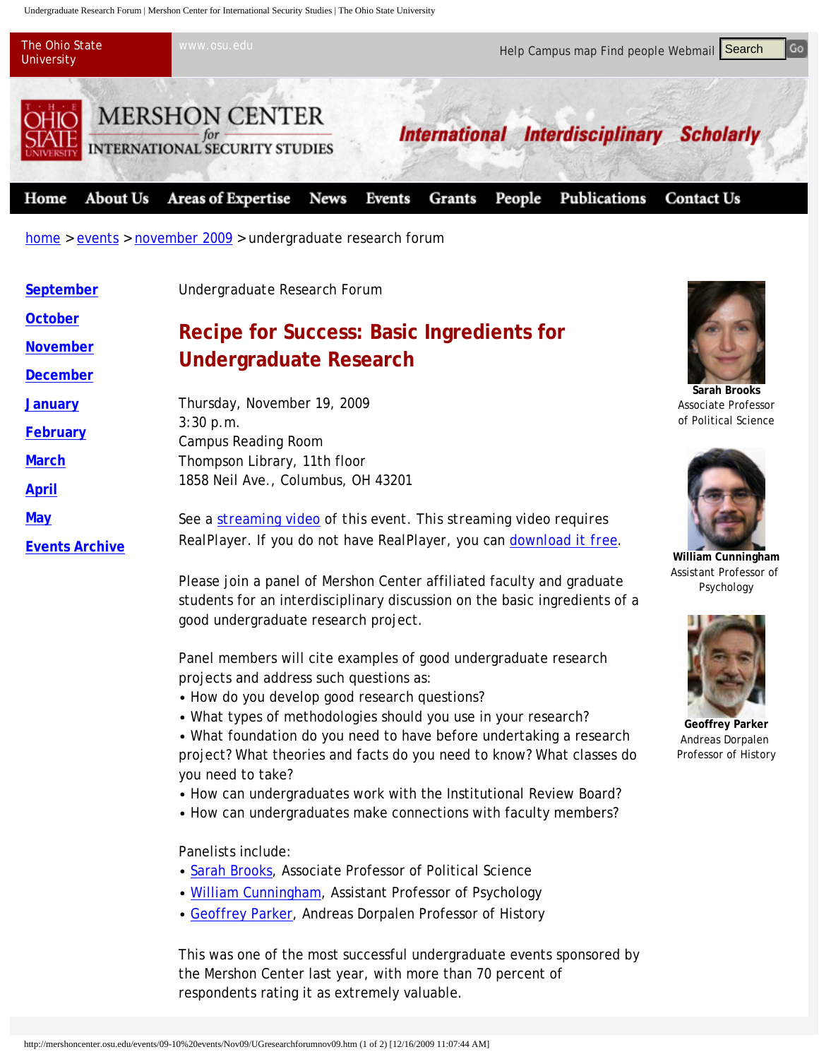The Ohio State University www.osu.edu Help Campus map Find people Webmail

MERSHON CENTER for INTERNATIONAL SECURITY STUDIES

International Interdisciplinary Scholarly

Home About Us Areas of Expertise News Events Grants People Publications Contact Us

home > events > november 2009 > undergraduate research forum

- September
- October
- November
- December
- January
- February
- March
- April
- May
- Events Archive

Undergraduate Research Forum

## Recipe for Success: Basic Ingredients for Undergraduate Research

Thursday, November 19, 2009
3:30 p.m.
Campus Reading Room
Thompson Library, 11th floor
1858 Neil Ave., Columbus, OH 43201

See a streaming video of this event. This streaming video requires RealPlayer. If you do not have RealPlayer, you can download it free.

Please join a panel of Mershon Center affiliated faculty and graduate students for an interdisciplinary discussion on the basic ingredients of a good undergraduate research project.

Panel members will cite examples of good undergraduate research projects and address such questions as:

- How do you develop good research questions?
- What types of methodologies should you use in your research?
- What foundation do you need to have before undertaking a research project? What theories and facts do you need to know? What classes do you need to take?
- How can undergraduates work with the Institutional Review Board?
- How can undergraduates make connections with faculty members?

Panelists include:

- Sarah Brooks, Associate Professor of Political Science
- William Cunningham, Assistant Professor of Psychology
- Geoffrey Parker, Andreas Dorpalen Professor of History

This was one of the most successful undergraduate events sponsored by the Mershon Center last year, with more than 70 percent of respondents rating it as extremely valuable.

**Sarah Brooks**
Associate Professor of Political Science

**William Cunningham**
Assistant Professor of Psychology

**Geoffrey Parker**
Andreas Dorpalen Professor of History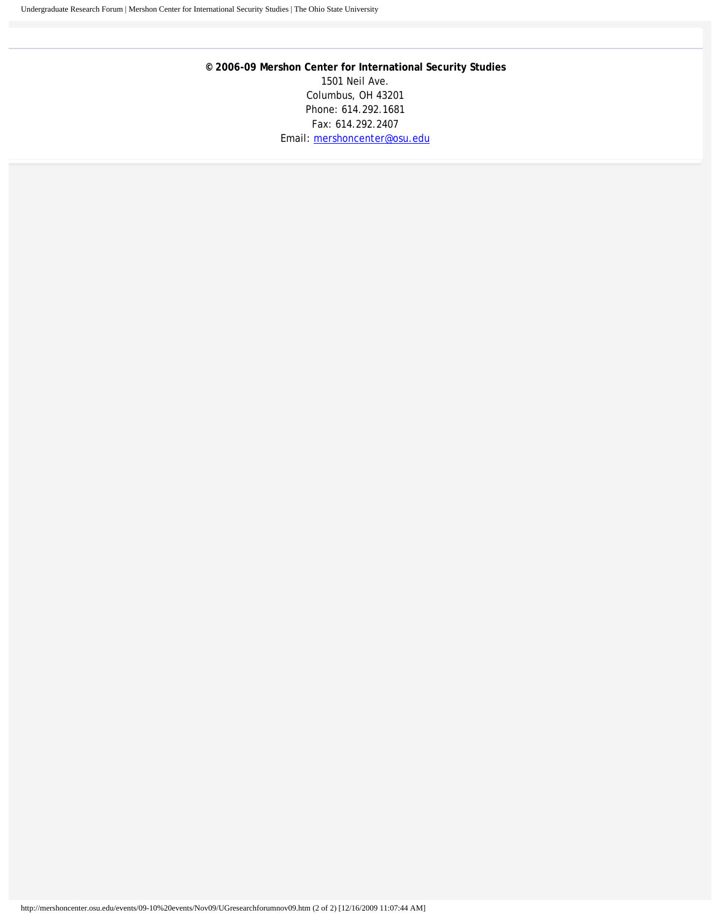**© 2006-09 Mershon Center for International Security Studies**
1501 Neil Ave.
Columbus, OH 43201
Phone: 614.292.1681
Fax: 614.292.2407
Email: mershoncenter@osu.edu